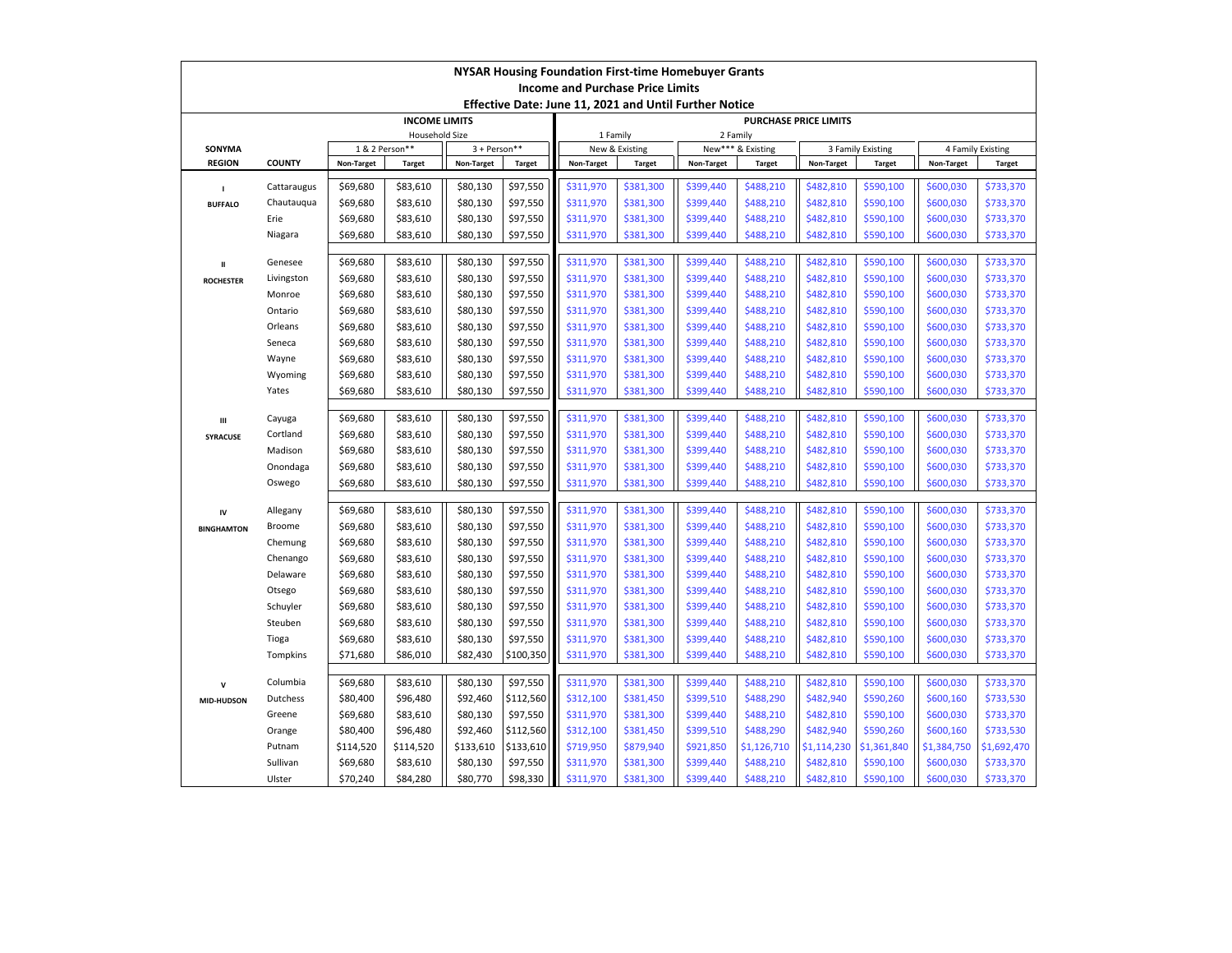# NYSAR Housing Foundation First-time Homebuyer Grants

## Income and Purchase Price Limits

### Effective Date: June 11, 2021 and Until Further Notice

| SONYMA | | INCOME LIMITS | | | | PURCHASE PRICE LIMITS | | | | | | | |
|---|---|---|---|---|---|---|---|---|---|---|---|---|---|
| | | Household Size | | | | 1 Family | | 2 Family | | | | | |
| | | 1 & 2 Person** | | 3 + Person** | | New & Existing | | New*** & Existing | | 3 Family Existing | | 4 Family Existing | |
| REGION | COUNTY | Non-Target | Target | Non-Target | Target | Non-Target | Target | Non-Target | Target | Non-Target | Target | Non-Target | Target |
| I BUFFALO | Cattaraugus | $69,680 | $83,610 | $80,130 | $97,550 | $311,970 | $381,300 | $399,440 | $488,210 | $482,810 | $590,100 | $600,030 | $733,370 |
| | Chautauqua | $69,680 | $83,610 | $80,130 | $97,550 | $311,970 | $381,300 | $399,440 | $488,210 | $482,810 | $590,100 | $600,030 | $733,370 |
| | Erie | $69,680 | $83,610 | $80,130 | $97,550 | $311,970 | $381,300 | $399,440 | $488,210 | $482,810 | $590,100 | $600,030 | $733,370 |
| | Niagara | $69,680 | $83,610 | $80,130 | $97,550 | $311,970 | $381,300 | $399,440 | $488,210 | $482,810 | $590,100 | $600,030 | $733,370 |
| II ROCHESTER | Genesee | $69,680 | $83,610 | $80,130 | $97,550 | $311,970 | $381,300 | $399,440 | $488,210 | $482,810 | $590,100 | $600,030 | $733,370 |
| | Livingston | $69,680 | $83,610 | $80,130 | $97,550 | $311,970 | $381,300 | $399,440 | $488,210 | $482,810 | $590,100 | $600,030 | $733,370 |
| | Monroe | $69,680 | $83,610 | $80,130 | $97,550 | $311,970 | $381,300 | $399,440 | $488,210 | $482,810 | $590,100 | $600,030 | $733,370 |
| | Ontario | $69,680 | $83,610 | $80,130 | $97,550 | $311,970 | $381,300 | $399,440 | $488,210 | $482,810 | $590,100 | $600,030 | $733,370 |
| | Orleans | $69,680 | $83,610 | $80,130 | $97,550 | $311,970 | $381,300 | $399,440 | $488,210 | $482,810 | $590,100 | $600,030 | $733,370 |
| | Seneca | $69,680 | $83,610 | $80,130 | $97,550 | $311,970 | $381,300 | $399,440 | $488,210 | $482,810 | $590,100 | $600,030 | $733,370 |
| | Wayne | $69,680 | $83,610 | $80,130 | $97,550 | $311,970 | $381,300 | $399,440 | $488,210 | $482,810 | $590,100 | $600,030 | $733,370 |
| | Wyoming | $69,680 | $83,610 | $80,130 | $97,550 | $311,970 | $381,300 | $399,440 | $488,210 | $482,810 | $590,100 | $600,030 | $733,370 |
| | Yates | $69,680 | $83,610 | $80,130 | $97,550 | $311,970 | $381,300 | $399,440 | $488,210 | $482,810 | $590,100 | $600,030 | $733,370 |
| III SYRACUSE | Cayuga | $69,680 | $83,610 | $80,130 | $97,550 | $311,970 | $381,300 | $399,440 | $488,210 | $482,810 | $590,100 | $600,030 | $733,370 |
| | Cortland | $69,680 | $83,610 | $80,130 | $97,550 | $311,970 | $381,300 | $399,440 | $488,210 | $482,810 | $590,100 | $600,030 | $733,370 |
| | Madison | $69,680 | $83,610 | $80,130 | $97,550 | $311,970 | $381,300 | $399,440 | $488,210 | $482,810 | $590,100 | $600,030 | $733,370 |
| | Onondaga | $69,680 | $83,610 | $80,130 | $97,550 | $311,970 | $381,300 | $399,440 | $488,210 | $482,810 | $590,100 | $600,030 | $733,370 |
| | Oswego | $69,680 | $83,610 | $80,130 | $97,550 | $311,970 | $381,300 | $399,440 | $488,210 | $482,810 | $590,100 | $600,030 | $733,370 |
| IV BINGHAMTON | Allegany | $69,680 | $83,610 | $80,130 | $97,550 | $311,970 | $381,300 | $399,440 | $488,210 | $482,810 | $590,100 | $600,030 | $733,370 |
| | Broome | $69,680 | $83,610 | $80,130 | $97,550 | $311,970 | $381,300 | $399,440 | $488,210 | $482,810 | $590,100 | $600,030 | $733,370 |
| | Chemung | $69,680 | $83,610 | $80,130 | $97,550 | $311,970 | $381,300 | $399,440 | $488,210 | $482,810 | $590,100 | $600,030 | $733,370 |
| | Chenango | $69,680 | $83,610 | $80,130 | $97,550 | $311,970 | $381,300 | $399,440 | $488,210 | $482,810 | $590,100 | $600,030 | $733,370 |
| | Delaware | $69,680 | $83,610 | $80,130 | $97,550 | $311,970 | $381,300 | $399,440 | $488,210 | $482,810 | $590,100 | $600,030 | $733,370 |
| | Otsego | $69,680 | $83,610 | $80,130 | $97,550 | $311,970 | $381,300 | $399,440 | $488,210 | $482,810 | $590,100 | $600,030 | $733,370 |
| | Schuyler | $69,680 | $83,610 | $80,130 | $97,550 | $311,970 | $381,300 | $399,440 | $488,210 | $482,810 | $590,100 | $600,030 | $733,370 |
| | Steuben | $69,680 | $83,610 | $80,130 | $97,550 | $311,970 | $381,300 | $399,440 | $488,210 | $482,810 | $590,100 | $600,030 | $733,370 |
| | Tioga | $69,680 | $83,610 | $80,130 | $97,550 | $311,970 | $381,300 | $399,440 | $488,210 | $482,810 | $590,100 | $600,030 | $733,370 |
| | Tompkins | $71,680 | $86,010 | $82,430 | $100,350 | $311,970 | $381,300 | $399,440 | $488,210 | $482,810 | $590,100 | $600,030 | $733,370 |
| V MID-HUDSON | Columbia | $69,680 | $83,610 | $80,130 | $97,550 | $311,970 | $381,300 | $399,440 | $488,210 | $482,810 | $590,100 | $600,030 | $733,370 |
| | Dutchess | $80,400 | $96,480 | $92,460 | $112,560 | $312,100 | $381,450 | $399,510 | $488,290 | $482,940 | $590,260 | $600,160 | $733,530 |
| | Greene | $69,680 | $83,610 | $80,130 | $97,550 | $311,970 | $381,300 | $399,440 | $488,210 | $482,810 | $590,100 | $600,030 | $733,370 |
| | Orange | $80,400 | $96,480 | $92,460 | $112,560 | $312,100 | $381,450 | $399,510 | $488,290 | $482,940 | $590,260 | $600,160 | $733,530 |
| | Putnam | $114,520 | $114,520 | $133,610 | $133,610 | $719,950 | $879,940 | $921,850 | $1,126,710 | $1,114,230 | $1,361,840 | $1,384,750 | $1,692,470 |
| | Sullivan | $69,680 | $83,610 | $80,130 | $97,550 | $311,970 | $381,300 | $399,440 | $488,210 | $482,810 | $590,100 | $600,030 | $733,370 |
| | Ulster | $70,240 | $84,280 | $80,770 | $98,330 | $311,970 | $381,300 | $399,440 | $488,210 | $482,810 | $590,100 | $600,030 | $733,370 |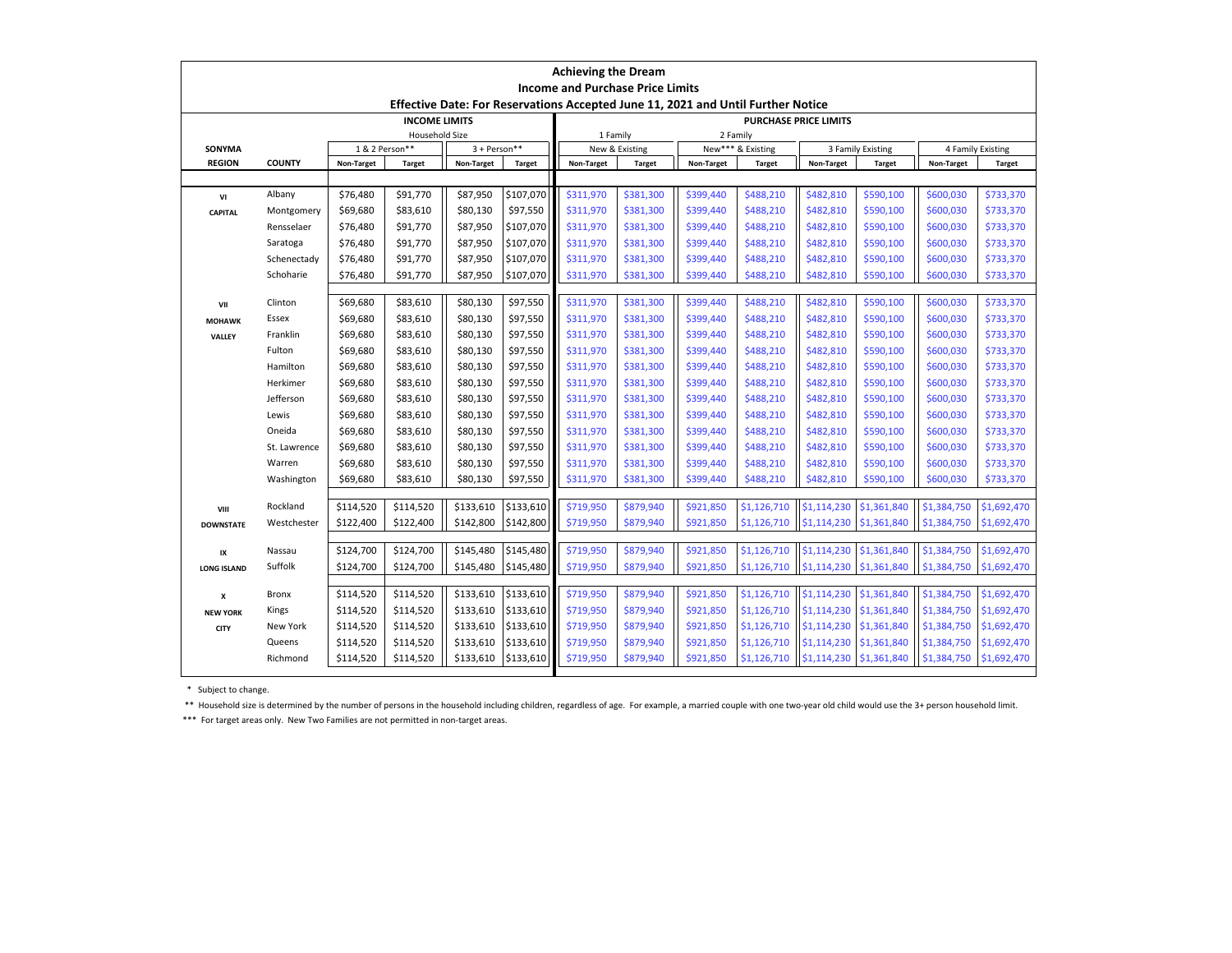# Achieving the Dream

## Income and Purchase Price Limits

### Effective Date: For Reservations Accepted June 11, 2021 and Until Further Notice

| | | INCOME LIMITS | | | | PURCHASE PRICE LIMITS | | | | | | | |
|---|---|---|---|---|---|---|---|---|---|---|---|---|---|
| | | Household Size | | | | 1 Family | | 2 Family | | | | | |
| SONYMA | | 1 & 2 Person** | | 3 + Person** | | New & Existing | | New*** & Existing | | 3 Family Existing | | 4 Family Existing | |
| REGION | COUNTY | Non-Target | Target | Non-Target | Target | Non-Target | Target | Non-Target | Target | Non-Target | Target | Non-Target | Target |
| VI CAPITAL | Albany | $76,480 | $91,770 | $87,950 | $107,070 | $311,970 | $381,300 | $399,440 | $488,210 | $482,810 | $590,100 | $600,030 | $733,370 |
| | Montgomery | $69,680 | $83,610 | $80,130 | $97,550 | $311,970 | $381,300 | $399,440 | $488,210 | $482,810 | $590,100 | $600,030 | $733,370 |
| | Rensselaer | $76,480 | $91,770 | $87,950 | $107,070 | $311,970 | $381,300 | $399,440 | $488,210 | $482,810 | $590,100 | $600,030 | $733,370 |
| | Saratoga | $76,480 | $91,770 | $87,950 | $107,070 | $311,970 | $381,300 | $399,440 | $488,210 | $482,810 | $590,100 | $600,030 | $733,370 |
| | Schenectady | $76,480 | $91,770 | $87,950 | $107,070 | $311,970 | $381,300 | $399,440 | $488,210 | $482,810 | $590,100 | $600,030 | $733,370 |
| | Schoharie | $76,480 | $91,770 | $87,950 | $107,070 | $311,970 | $381,300 | $399,440 | $488,210 | $482,810 | $590,100 | $600,030 | $733,370 |
| VII MOHAWK VALLEY | Clinton | $69,680 | $83,610 | $80,130 | $97,550 | $311,970 | $381,300 | $399,440 | $488,210 | $482,810 | $590,100 | $600,030 | $733,370 |
| | Essex | $69,680 | $83,610 | $80,130 | $97,550 | $311,970 | $381,300 | $399,440 | $488,210 | $482,810 | $590,100 | $600,030 | $733,370 |
| | Franklin | $69,680 | $83,610 | $80,130 | $97,550 | $311,970 | $381,300 | $399,440 | $488,210 | $482,810 | $590,100 | $600,030 | $733,370 |
| | Fulton | $69,680 | $83,610 | $80,130 | $97,550 | $311,970 | $381,300 | $399,440 | $488,210 | $482,810 | $590,100 | $600,030 | $733,370 |
| | Hamilton | $69,680 | $83,610 | $80,130 | $97,550 | $311,970 | $381,300 | $399,440 | $488,210 | $482,810 | $590,100 | $600,030 | $733,370 |
| | Herkimer | $69,680 | $83,610 | $80,130 | $97,550 | $311,970 | $381,300 | $399,440 | $488,210 | $482,810 | $590,100 | $600,030 | $733,370 |
| | Jefferson | $69,680 | $83,610 | $80,130 | $97,550 | $311,970 | $381,300 | $399,440 | $488,210 | $482,810 | $590,100 | $600,030 | $733,370 |
| | Lewis | $69,680 | $83,610 | $80,130 | $97,550 | $311,970 | $381,300 | $399,440 | $488,210 | $482,810 | $590,100 | $600,030 | $733,370 |
| | Oneida | $69,680 | $83,610 | $80,130 | $97,550 | $311,970 | $381,300 | $399,440 | $488,210 | $482,810 | $590,100 | $600,030 | $733,370 |
| | St. Lawrence | $69,680 | $83,610 | $80,130 | $97,550 | $311,970 | $381,300 | $399,440 | $488,210 | $482,810 | $590,100 | $600,030 | $733,370 |
| | Warren | $69,680 | $83,610 | $80,130 | $97,550 | $311,970 | $381,300 | $399,440 | $488,210 | $482,810 | $590,100 | $600,030 | $733,370 |
| | Washington | $69,680 | $83,610 | $80,130 | $97,550 | $311,970 | $381,300 | $399,440 | $488,210 | $482,810 | $590,100 | $600,030 | $733,370 |
| VIII DOWNSTATE | Rockland | $114,520 | $114,520 | $133,610 | $133,610 | $719,950 | $879,940 | $921,850 | $1,126,710 | $1,114,230 | $1,361,840 | $1,384,750 | $1,692,470 |
| | Westchester | $122,400 | $122,400 | $142,800 | $142,800 | $719,950 | $879,940 | $921,850 | $1,126,710 | $1,114,230 | $1,361,840 | $1,384,750 | $1,692,470 |
| IX LONG ISLAND | Nassau | $124,700 | $124,700 | $145,480 | $145,480 | $719,950 | $879,940 | $921,850 | $1,126,710 | $1,114,230 | $1,361,840 | $1,384,750 | $1,692,470 |
| | Suffolk | $124,700 | $124,700 | $145,480 | $145,480 | $719,950 | $879,940 | $921,850 | $1,126,710 | $1,114,230 | $1,361,840 | $1,384,750 | $1,692,470 |
| X NEW YORK CITY | Bronx | $114,520 | $114,520 | $133,610 | $133,610 | $719,950 | $879,940 | $921,850 | $1,126,710 | $1,114,230 | $1,361,840 | $1,384,750 | $1,692,470 |
| | Kings | $114,520 | $114,520 | $133,610 | $133,610 | $719,950 | $879,940 | $921,850 | $1,126,710 | $1,114,230 | $1,361,840 | $1,384,750 | $1,692,470 |
| | New York | $114,520 | $114,520 | $133,610 | $133,610 | $719,950 | $879,940 | $921,850 | $1,126,710 | $1,114,230 | $1,361,840 | $1,384,750 | $1,692,470 |
| | Queens | $114,520 | $114,520 | $133,610 | $133,610 | $719,950 | $879,940 | $921,850 | $1,126,710 | $1,114,230 | $1,361,840 | $1,384,750 | $1,692,470 |
| | Richmond | $114,520 | $114,520 | $133,610 | $133,610 | $719,950 | $879,940 | $921,850 | $1,126,710 | $1,114,230 | $1,361,840 | $1,384,750 | $1,692,470 |

\* Subject to change.

** Household size is determined by the number of persons in the household including children, regardless of age. For example, a married couple with one two-year old child would use the 3+ person household limit.

*** For target areas only. New Two Families are not permitted in non-target areas.